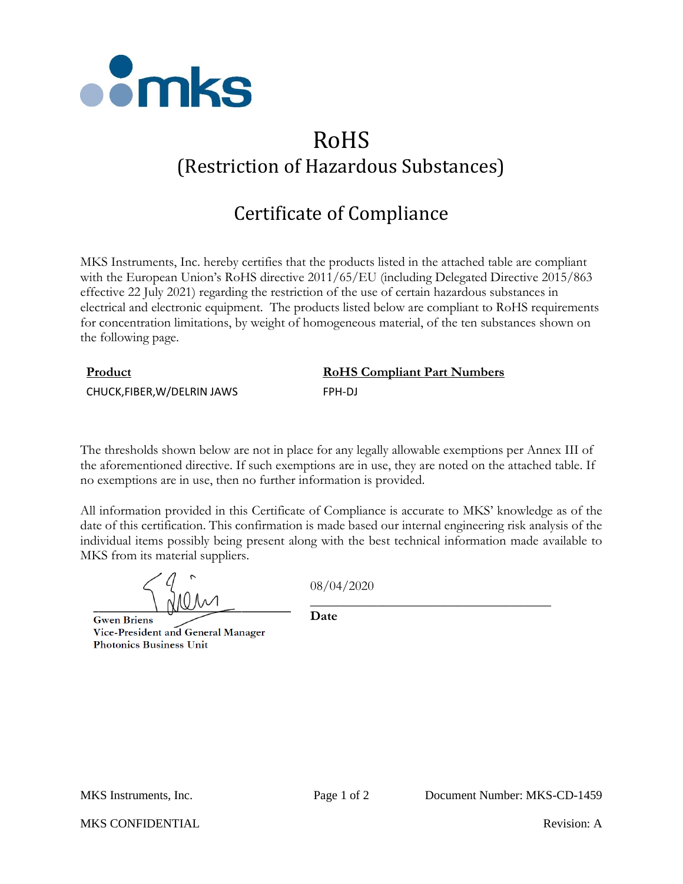# RoHS
## (Restriction of Hazardous Substances)

## Certificate of Compliance

MKS Instruments, Inc. hereby certifies that the products listed in the attached table are compliant with the European Union's RoHS directive 2011/65/EU (including Delegated Directive 2015/863 effective 22 July 2021) regarding the restriction of the use of certain hazardous substances in electrical and electronic equipment. The products listed below are compliant to RoHS requirements for concentration limitations, by weight of homogeneous material, of the ten substances shown on the following page.

| Product | RoHS Compliant Part Numbers |
|---|---|
| CHUCK,FIBER,W/DELRIN JAWS | FPH-DJ |

The thresholds shown below are not in place for any legally allowable exemptions per Annex III of the aforementioned directive. If such exemptions are in use, they are noted on the attached table. If no exemptions are in use, then no further information is provided.

All information provided in this Certificate of Compliance is accurate to MKS' knowledge as of the date of this certification. This confirmation is made based our internal engineering risk analysis of the individual items possibly being present along with the best technical information made available to MKS from its material suppliers.

**Gwen Briens**
**Vice-President and General Manager**
**Photonics Business Unit**

08/04/2020

**Date**

MKS Instruments, Inc. Document Number: MKS-CD-1459

MKS CONFIDENTIAL Revision: A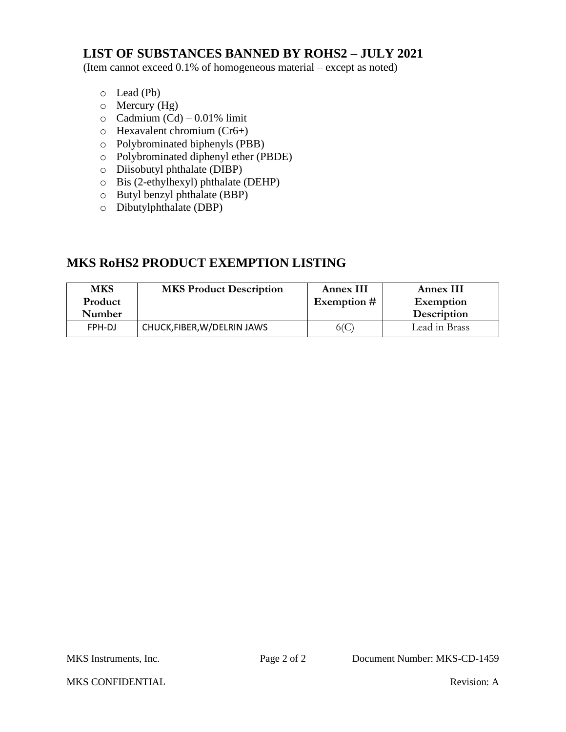## LIST OF SUBSTANCES BANNED BY ROHS2 – JULY 2021

(Item cannot exceed 0.1% of homogeneous material – except as noted)

- Lead (Pb)
- Mercury (Hg)
- Cadmium (Cd) – 0.01% limit
- Hexavalent chromium (Cr6+)
- Polybrominated biphenyls (PBB)
- Polybrominated diphenyl ether (PBDE)
- Diisobutyl phthalate (DIBP)
- Bis (2-ethylhexyl) phthalate (DEHP)
- Butyl benzyl phthalate (BBP)
- Dibutylphthalate (DBP)

## MKS RoHS2 PRODUCT EXEMPTION LISTING

| MKS Product Number | MKS Product Description | Annex III Exemption # | Annex III Exemption Description |
|---|---|---|---|
| FPH-DJ | CHUCK,FIBER,W/DELRIN JAWS | 6(C) | Lead in Brass |

MKS Instruments, Inc. Document Number: MKS-CD-1459

MKS CONFIDENTIAL Revision: A